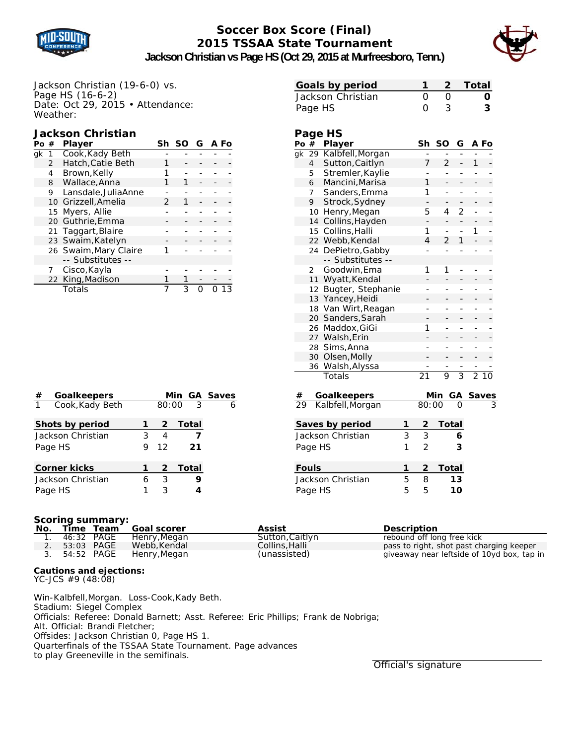# Soccer Box Score (Final)
## 2015 TSSAA State Tournament
### Jackson Christian vs Page HS (Oct 29, 2015 at Murfreesboro, Tenn.)

Jackson Christian (19-6-0) vs.
Page HS (16-6-2)
Date: Oct 29, 2015 • Attendance:
Weather:

| Goals by period | 1 | 2 | Total |
|---|---|---|---|
| Jackson Christian | 0 | 0 | 0 |
| Page HS | 0 | 3 | 3 |

### Jackson Christian

| Po | # | Player | Sh | SO | G | A | Fo |
|---|---|---|---|---|---|---|---|
| gk | 1 | Cook,Kady Beth | - | - | - | - | - |
| | 2 | Hatch,Catie Beth | 1 | - | - | - | - |
| | 4 | Brown,Kelly | 1 | - | - | - | - |
| | 8 | Wallace,Anna | 1 | 1 | - | - | - |
| | 9 | Lansdale,JuliaAnne | - | - | - | - | - |
| | 10 | Grizzell,Amelia | 2 | 1 | - | - | - |
| | 15 | Myers, Allie | - | - | - | - | - |
| | 20 | Guthrie,Emma | - | - | - | - | - |
| | 21 | Taggart,Blaire | - | - | - | - | - |
| | 23 | Swaim,Katelyn | - | - | - | - | - |
| | 26 | Swaim,Mary Claire | 1 | - | - | - | - |
| | | -- Substitutes -- | | | | | |
| | 7 | Cisco,Kayla | - | - | - | - | - |
| | 22 | King,Madison | 1 | 1 | - | - | - |
| | | Totals | 7 | 3 | 0 | 0 | 13 |

### Page HS

| Po | # | Player | Sh | SO | G | A | Fo |
|---|---|---|---|---|---|---|---|
| gk | 29 | Kalbfell,Morgan | - | - | - | - | - |
| | 4 | Sutton,Caitlyn | 7 | 2 | - | 1 | - |
| | 5 | Stremler,Kaylie | - | - | - | - | - |
| | 6 | Mancini,Marisa | 1 | - | - | - | - |
| | 7 | Sanders,Emma | 1 | - | - | - | - |
| | 9 | Strock,Sydney | - | - | - | - | - |
| | 10 | Henry,Megan | 5 | 4 | 2 | - | - |
| | 14 | Collins,Hayden | - | - | - | - | - |
| | 15 | Collins,Halli | 1 | - | - | 1 | - |
| | 22 | Webb,Kendal | 4 | 2 | 1 | - | - |
| | 24 | DePietro,Gabby | - | - | - | - | - |
| | | -- Substitutes -- | | | | | |
| | 2 | Goodwin,Ema | 1 | 1 | - | - | - |
| | 11 | Wyatt,Kendal | - | - | - | - | - |
| | 12 | Bugter, Stephanie | - | - | - | - | - |
| | 13 | Yancey,Heidi | - | - | - | - | - |
| | 18 | Van Wirt,Reagan | - | - | - | - | - |
| | 20 | Sanders,Sarah | - | - | - | - | - |
| | 26 | Maddox,GiGi | 1 | - | - | - | - |
| | 27 | Walsh,Erin | - | - | - | - | - |
| | 28 | Sims,Anna | - | - | - | - | - |
| | 30 | Olsen,Molly | - | - | - | - | - |
| | 36 | Walsh,Alyssa | - | - | - | - | - |
| | | Totals | 21 | 9 | 3 | 2 | 10 |

| # | Goalkeepers | Min | GA | Saves |
|---|---|---|---|---|
| 1 | Cook,Kady Beth | 80:00 | 3 | 6 |

| # | Goalkeepers | Min | GA | Saves |
|---|---|---|---|---|
| 29 | Kalbfell,Morgan | 80:00 | 0 | 3 |

| Shots by period | 1 | 2 | Total |
|---|---|---|---|
| Jackson Christian | 3 | 4 | 7 |
| Page HS | 9 | 12 | 21 |

| Saves by period | 1 | 2 | Total |
|---|---|---|---|
| Jackson Christian | 3 | 3 | 6 |
| Page HS | 1 | 2 | 3 |

| Corner kicks | 1 | 2 | Total |
|---|---|---|---|
| Jackson Christian | 6 | 3 | 9 |
| Page HS | 1 | 3 | 4 |

| Fouls | 1 | 2 | Total |
|---|---|---|---|
| Jackson Christian | 5 | 8 | 13 |
| Page HS | 5 | 5 | 10 |

**Scoring summary:**

| No. | Time | Team | Goal scorer | Assist | Description |
|---|---|---|---|---|---|
| 1. | 46:32 | PAGE | Henry,Megan | Sutton,Caitlyn | rebound off long free kick |
| 2. | 53:03 | PAGE | Webb,Kendal | Collins,Halli | pass to right, shot past charging keeper |
| 3. | 54:52 | PAGE | Henry,Megan | (unassisted) | giveaway near leftside of 10yd box, tap in |

**Cautions and ejections:**
YC-JCS #9 (48:08)

Win-Kalbfell,Morgan. Loss-Cook,Kady Beth.
Stadium: Siegel Complex
Officials: Referee: Donald Barnett; Asst. Referee: Eric Phillips; Frank de Nobriga;
Alt. Official: Brandi Fletcher;
Offsides: Jackson Christian 0, Page HS 1.
Quarterfinals of the TSSAA State Tournament. Page advances to play Greeneville in the semifinals.

Official's signature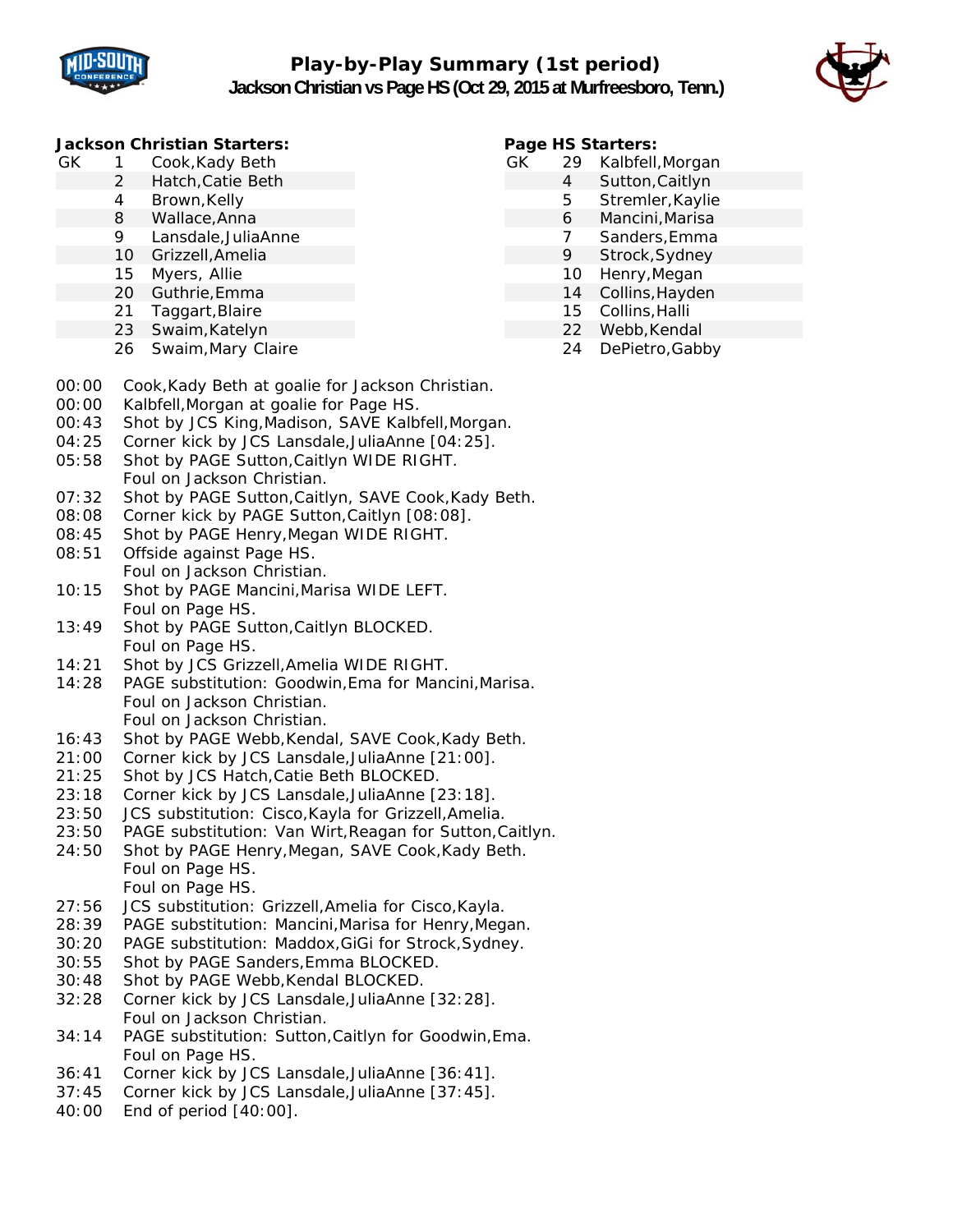# Play-by-Play Summary (1st period)

## Jackson Christian vs Page HS (Oct 29, 2015 at Murfreesboro, Tenn.)

**Jackson Christian Starters:**

| | | |
|---|---|---|
| GK | 1 | Cook,Kady Beth |
| | 2 | Hatch,Catie Beth |
| | 4 | Brown,Kelly |
| | 8 | Wallace,Anna |
| | 9 | Lansdale,JuliaAnne |
| | 10 | Grizzell,Amelia |
| | 15 | Myers, Allie |
| | 20 | Guthrie,Emma |
| | 21 | Taggart,Blaire |
| | 23 | Swaim,Katelyn |
| | 26 | Swaim,Mary Claire |

**Page HS Starters:**

| | | |
|---|---|---|
| GK | 29 | Kalbfell,Morgan |
| | 4 | Sutton,Caitlyn |
| | 5 | Stremler,Kaylie |
| | 6 | Mancini,Marisa |
| | 7 | Sanders,Emma |
| | 9 | Strock,Sydney |
| | 10 | Henry,Megan |
| | 14 | Collins,Hayden |
| | 15 | Collins,Halli |
| | 22 | Webb,Kendal |
| | 24 | DePietro,Gabby |

| Time | Play |
|---|---|
| 00:00 | Cook,Kady Beth at goalie for Jackson Christian. |
| 00:00 | Kalbfell,Morgan at goalie for Page HS. |
| 00:43 | Shot by JCS King,Madison, SAVE Kalbfell,Morgan. |
| 04:25 | Corner kick by JCS Lansdale,JuliaAnne [04:25]. |
| 05:58 | Shot by PAGE Sutton,Caitlyn WIDE RIGHT. |
| | Foul on Jackson Christian. |
| 07:32 | Shot by PAGE Sutton,Caitlyn, SAVE Cook,Kady Beth. |
| 08:08 | Corner kick by PAGE Sutton,Caitlyn [08:08]. |
| 08:45 | Shot by PAGE Henry,Megan WIDE RIGHT. |
| 08:51 | Offside against Page HS. |
| | Foul on Jackson Christian. |
| 10:15 | Shot by PAGE Mancini,Marisa WIDE LEFT. |
| | Foul on Page HS. |
| 13:49 | Shot by PAGE Sutton,Caitlyn BLOCKED. |
| | Foul on Page HS. |
| 14:21 | Shot by JCS Grizzell,Amelia WIDE RIGHT. |
| 14:28 | PAGE substitution: Goodwin,Ema for Mancini,Marisa. |
| | Foul on Jackson Christian. |
| | Foul on Jackson Christian. |
| 16:43 | Shot by PAGE Webb,Kendal, SAVE Cook,Kady Beth. |
| 21:00 | Corner kick by JCS Lansdale,JuliaAnne [21:00]. |
| 21:25 | Shot by JCS Hatch,Catie Beth BLOCKED. |
| 23:18 | Corner kick by JCS Lansdale,JuliaAnne [23:18]. |
| 23:50 | JCS substitution: Cisco,Kayla for Grizzell,Amelia. |
| 23:50 | PAGE substitution: Van Wirt,Reagan for Sutton,Caitlyn. |
| 24:50 | Shot by PAGE Henry,Megan, SAVE Cook,Kady Beth. |
| | Foul on Page HS. |
| | Foul on Page HS. |
| 27:56 | JCS substitution: Grizzell,Amelia for Cisco,Kayla. |
| 28:39 | PAGE substitution: Mancini,Marisa for Henry,Megan. |
| 30:20 | PAGE substitution: Maddox,GiGi for Strock,Sydney. |
| 30:55 | Shot by PAGE Sanders,Emma BLOCKED. |
| 30:48 | Shot by PAGE Webb,Kendal BLOCKED. |
| 32:28 | Corner kick by JCS Lansdale,JuliaAnne [32:28]. |
| | Foul on Jackson Christian. |
| 34:14 | PAGE substitution: Sutton,Caitlyn for Goodwin,Ema. |
| | Foul on Page HS. |
| 36:41 | Corner kick by JCS Lansdale,JuliaAnne [36:41]. |
| 37:45 | Corner kick by JCS Lansdale,JuliaAnne [37:45]. |
| 40:00 | End of period [40:00]. |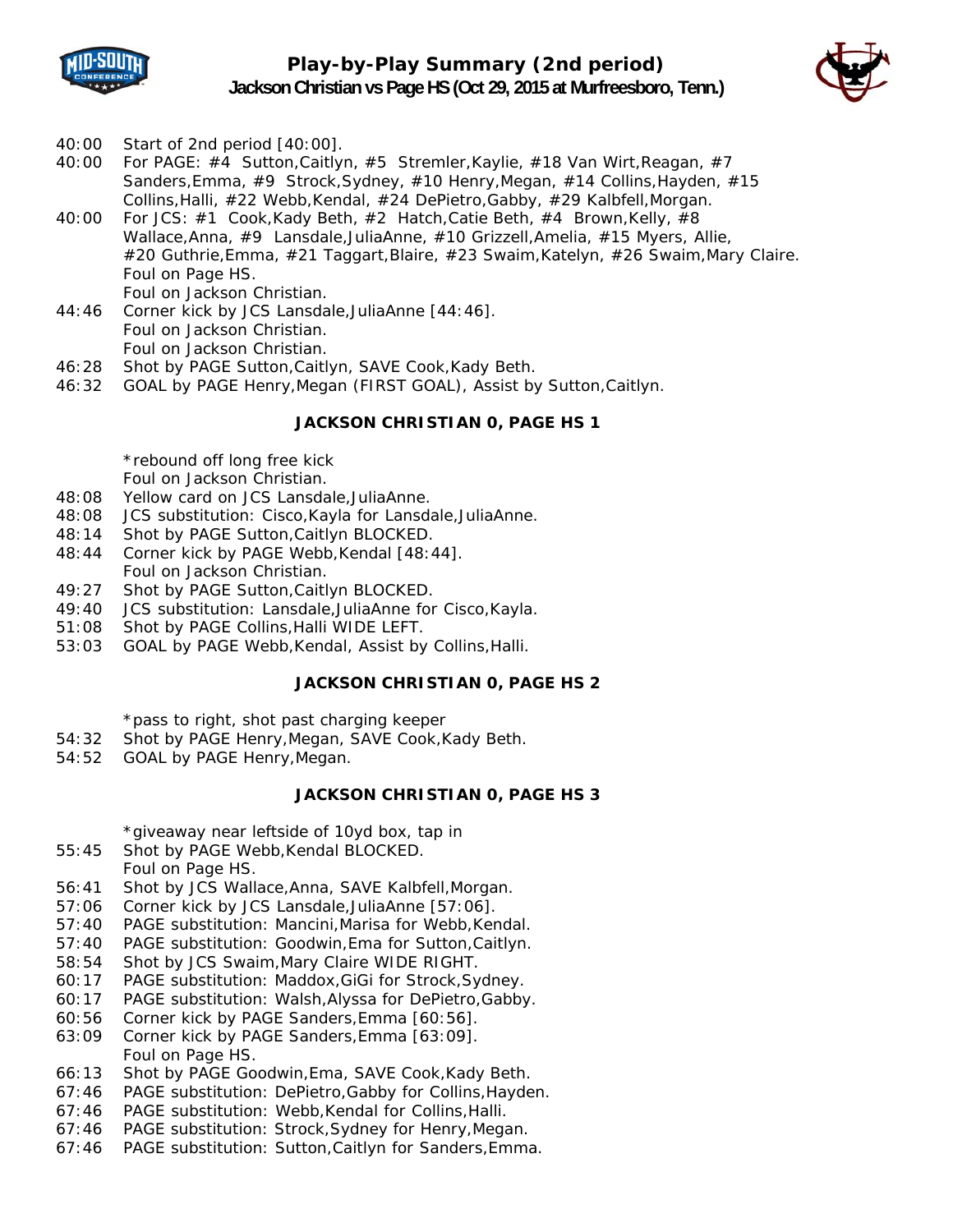# Play-by-Play Summary (2nd period)

**Jackson Christian vs Page HS (Oct 29, 2015 at Murfreesboro, Tenn.)**

40:00 Start of 2nd period [40:00].
40:00 For PAGE: #4 Sutton,Caitlyn, #5 Stremler,Kaylie, #18 Van Wirt,Reagan, #7 Sanders,Emma, #9 Strock,Sydney, #10 Henry,Megan, #14 Collins,Hayden, #15 Collins,Halli, #22 Webb,Kendal, #24 DePietro,Gabby, #29 Kalbfell,Morgan.
40:00 For JCS: #1 Cook,Kady Beth, #2 Hatch,Catie Beth, #4 Brown,Kelly, #8 Wallace,Anna, #9 Lansdale,JuliaAnne, #10 Grizzell,Amelia, #15 Myers, Allie, #20 Guthrie,Emma, #21 Taggart,Blaire, #23 Swaim,Katelyn, #26 Swaim,Mary Claire.
Foul on Page HS.
Foul on Jackson Christian.
44:46 Corner kick by JCS Lansdale,JuliaAnne [44:46].
Foul on Jackson Christian.
Foul on Jackson Christian.
46:28 Shot by PAGE Sutton,Caitlyn, SAVE Cook,Kady Beth.
46:32 GOAL by PAGE Henry,Megan (FIRST GOAL), Assist by Sutton,Caitlyn.

**JACKSON CHRISTIAN 0, PAGE HS 1**

*rebound off long free kick
Foul on Jackson Christian.
48:08 Yellow card on JCS Lansdale,JuliaAnne.
48:08 JCS substitution: Cisco,Kayla for Lansdale,JuliaAnne.
48:14 Shot by PAGE Sutton,Caitlyn BLOCKED.
48:44 Corner kick by PAGE Webb,Kendal [48:44].
Foul on Jackson Christian.
49:27 Shot by PAGE Sutton,Caitlyn BLOCKED.
49:40 JCS substitution: Lansdale,JuliaAnne for Cisco,Kayla.
51:08 Shot by PAGE Collins,Halli WIDE LEFT.
53:03 GOAL by PAGE Webb,Kendal, Assist by Collins,Halli.

**JACKSON CHRISTIAN 0, PAGE HS 2**

*pass to right, shot past charging keeper
54:32 Shot by PAGE Henry,Megan, SAVE Cook,Kady Beth.
54:52 GOAL by PAGE Henry,Megan.

**JACKSON CHRISTIAN 0, PAGE HS 3**

*giveaway near leftside of 10yd box, tap in
55:45 Shot by PAGE Webb,Kendal BLOCKED.
Foul on Page HS.
56:41 Shot by JCS Wallace,Anna, SAVE Kalbfell,Morgan.
57:06 Corner kick by JCS Lansdale,JuliaAnne [57:06].
57:40 PAGE substitution: Mancini,Marisa for Webb,Kendal.
57:40 PAGE substitution: Goodwin,Ema for Sutton,Caitlyn.
58:54 Shot by JCS Swaim,Mary Claire WIDE RIGHT.
60:17 PAGE substitution: Maddox,GiGi for Strock,Sydney.
60:17 PAGE substitution: Walsh,Alyssa for DePietro,Gabby.
60:56 Corner kick by PAGE Sanders,Emma [60:56].
63:09 Corner kick by PAGE Sanders,Emma [63:09].
Foul on Page HS.
66:13 Shot by PAGE Goodwin,Ema, SAVE Cook,Kady Beth.
67:46 PAGE substitution: DePietro,Gabby for Collins,Hayden.
67:46 PAGE substitution: Webb,Kendal for Collins,Halli.
67:46 PAGE substitution: Strock,Sydney for Henry,Megan.
67:46 PAGE substitution: Sutton,Caitlyn for Sanders,Emma.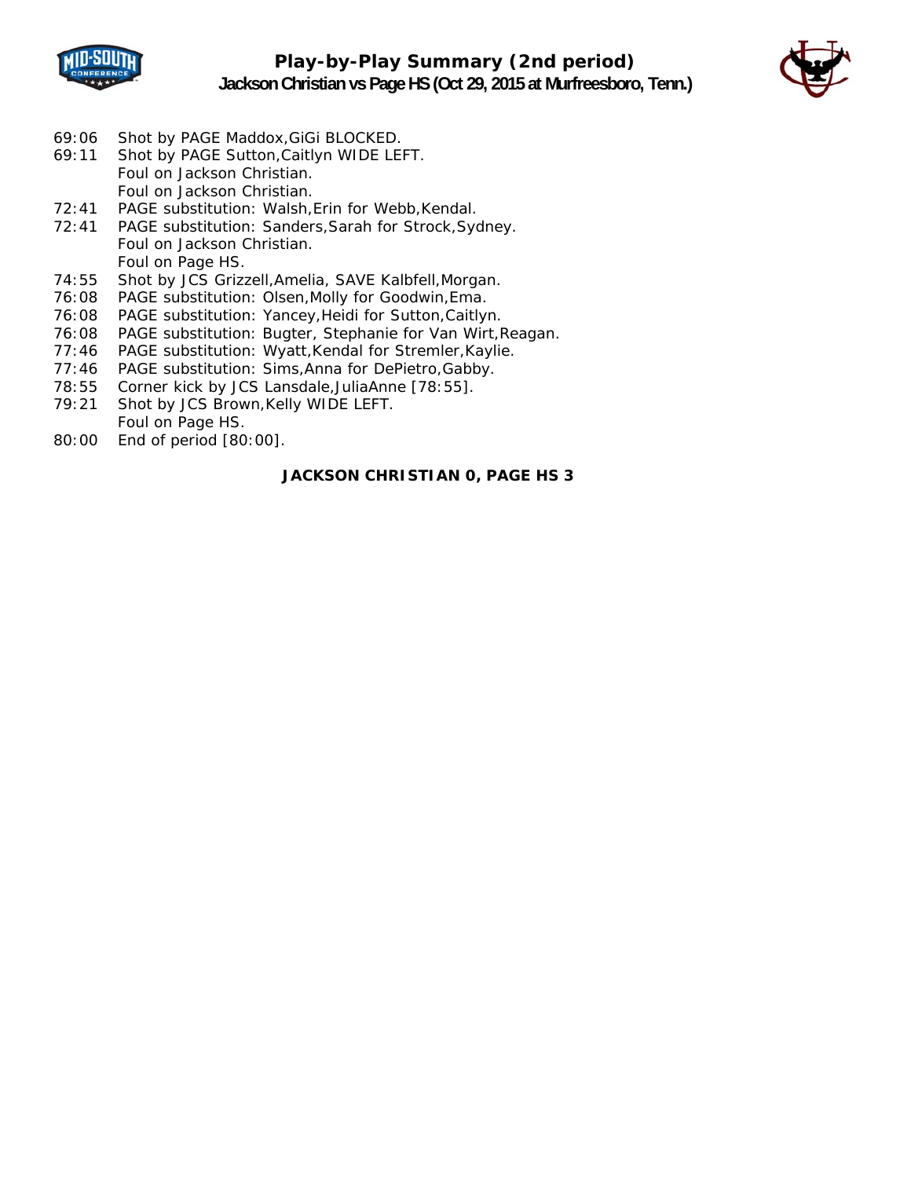# Play-by-Play Summary (2nd period)

**Jackson Christian vs Page HS (Oct 29, 2015 at Murfreesboro, Tenn.)**

| | |
|---|---|
| 69:06 | Shot by PAGE Maddox,GiGi BLOCKED. |
| 69:11 | Shot by PAGE Sutton,Caitlyn WIDE LEFT. |
| | Foul on Jackson Christian. |
| | Foul on Jackson Christian. |
| 72:41 | PAGE substitution: Walsh,Erin for Webb,Kendal. |
| 72:41 | PAGE substitution: Sanders,Sarah for Strock,Sydney. |
| | Foul on Jackson Christian. |
| | Foul on Page HS. |
| 74:55 | Shot by JCS Grizzell,Amelia, SAVE Kalbfell,Morgan. |
| 76:08 | PAGE substitution: Olsen,Molly for Goodwin,Ema. |
| 76:08 | PAGE substitution: Yancey,Heidi for Sutton,Caitlyn. |
| 76:08 | PAGE substitution: Bugter, Stephanie for Van Wirt,Reagan. |
| 77:46 | PAGE substitution: Wyatt,Kendal for Stremler,Kaylie. |
| 77:46 | PAGE substitution: Sims,Anna for DePietro,Gabby. |
| 78:55 | Corner kick by JCS Lansdale,JuliaAnne [78:55]. |
| 79:21 | Shot by JCS Brown,Kelly WIDE LEFT. |
| | Foul on Page HS. |
| 80:00 | End of period [80:00]. |

**JACKSON CHRISTIAN 0, PAGE HS 3**